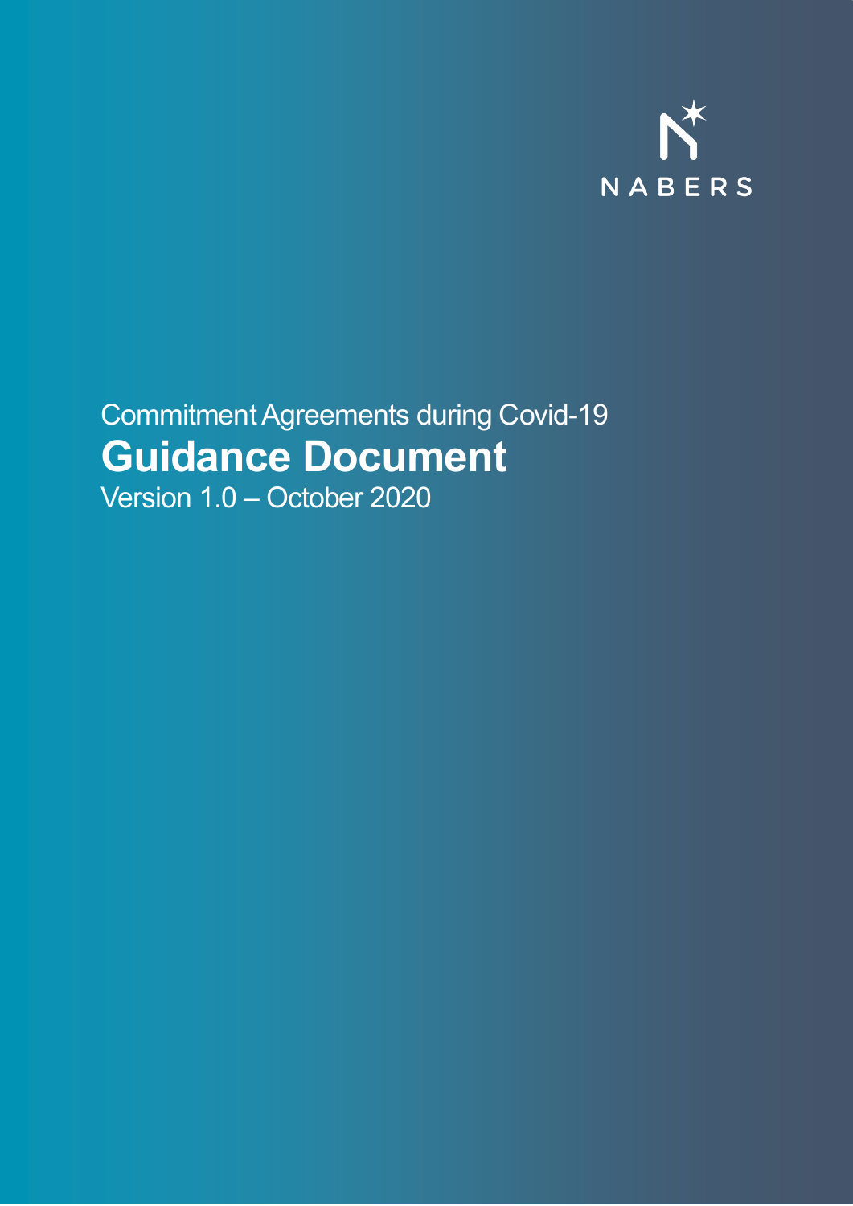NABERS

Commitment Agreements during Covid-19

# Guidance Document

Version 1.0 – October 2020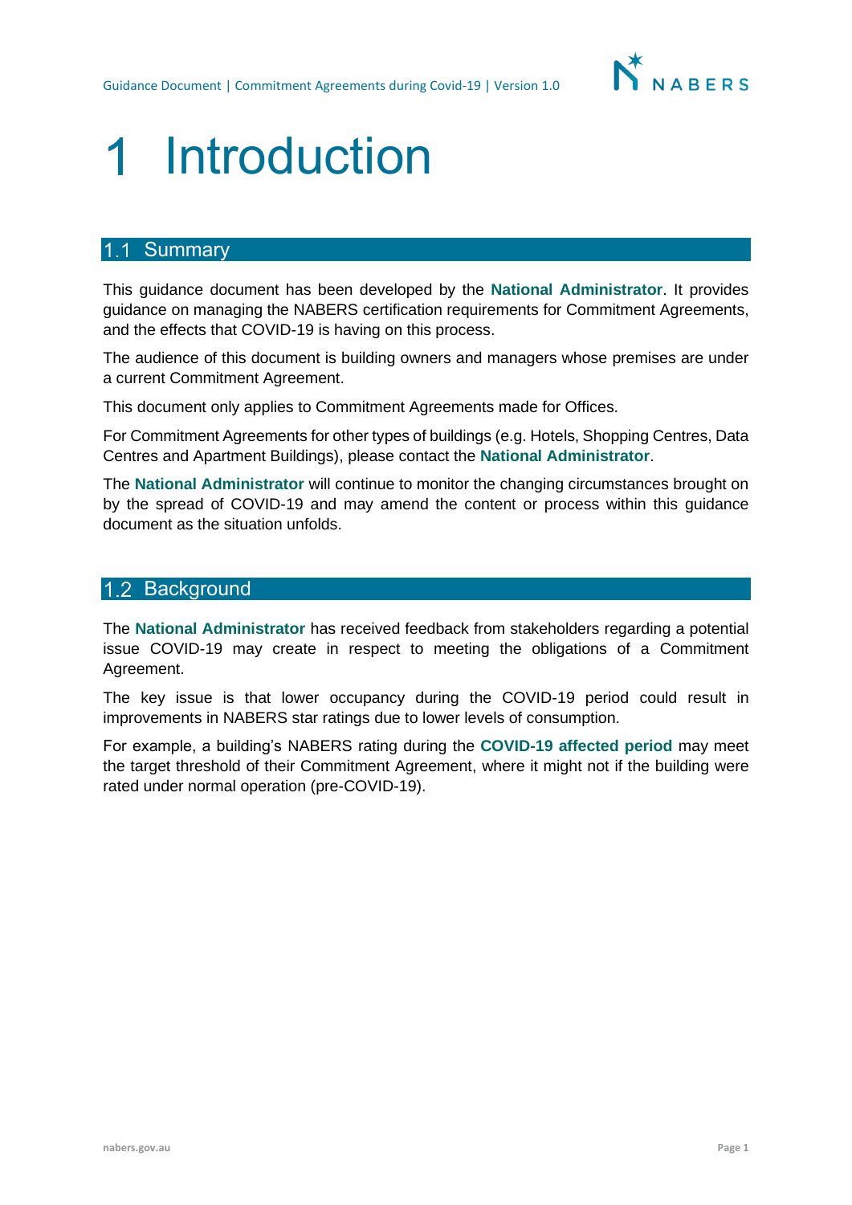# 1 Introduction

## 1.1 Summary

This guidance document has been developed by the **National Administrator**. It provides guidance on managing the NABERS certification requirements for Commitment Agreements, and the effects that COVID-19 is having on this process.

The audience of this document is building owners and managers whose premises are under a current Commitment Agreement.

This document only applies to Commitment Agreements made for Offices.

For Commitment Agreements for other types of buildings (e.g. Hotels, Shopping Centres, Data Centres and Apartment Buildings), please contact the **National Administrator**.

The **National Administrator** will continue to monitor the changing circumstances brought on by the spread of COVID-19 and may amend the content or process within this guidance document as the situation unfolds.

## 1.2 Background

The **National Administrator** has received feedback from stakeholders regarding a potential issue COVID-19 may create in respect to meeting the obligations of a Commitment Agreement.

The key issue is that lower occupancy during the COVID-19 period could result in improvements in NABERS star ratings due to lower levels of consumption.

For example, a building's NABERS rating during the **COVID-19 affected period** may meet the target threshold of their Commitment Agreement, where it might not if the building were rated under normal operation (pre-COVID-19).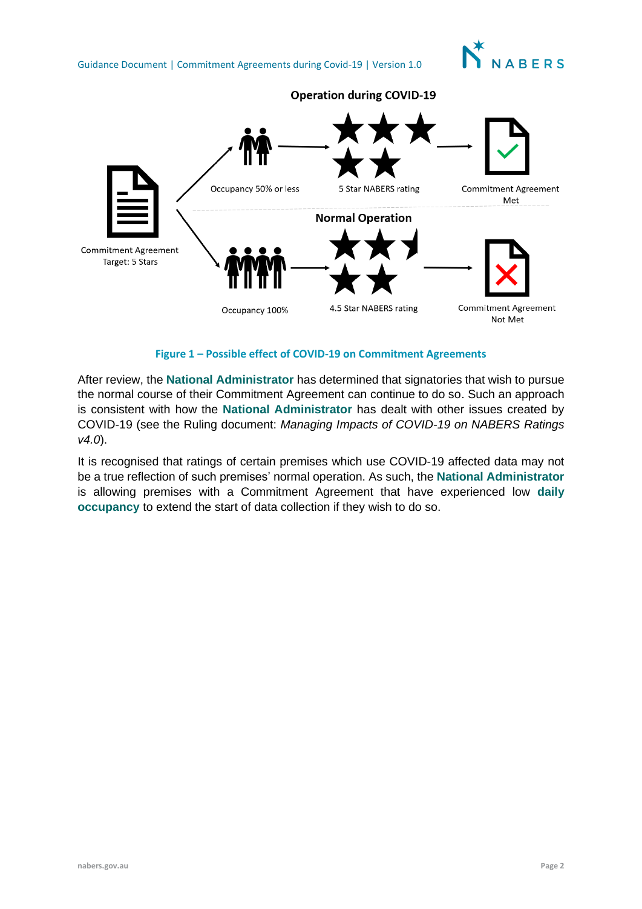**Operation during COVID-19**

Commitment Agreement Target: 5 Stars → Occupancy 50% or less → 5 Star NABERS rating → Commitment Agreement Met

**Normal Operation**

Commitment Agreement Target: 5 Stars → Occupancy 100% → 4.5 Star NABERS rating → Commitment Agreement Not Met

**Figure 1 – Possible effect of COVID-19 on Commitment Agreements**

After review, the **National Administrator** has determined that signatories that wish to pursue the normal course of their Commitment Agreement can continue to do so. Such an approach is consistent with how the **National Administrator** has dealt with other issues created by COVID-19 (see the Ruling document: *Managing Impacts of COVID-19 on NABERS Ratings v4.0*).

It is recognised that ratings of certain premises which use COVID-19 affected data may not be a true reflection of such premises' normal operation. As such, the **National Administrator** is allowing premises with a Commitment Agreement that have experienced low **daily occupancy** to extend the start of data collection if they wish to do so.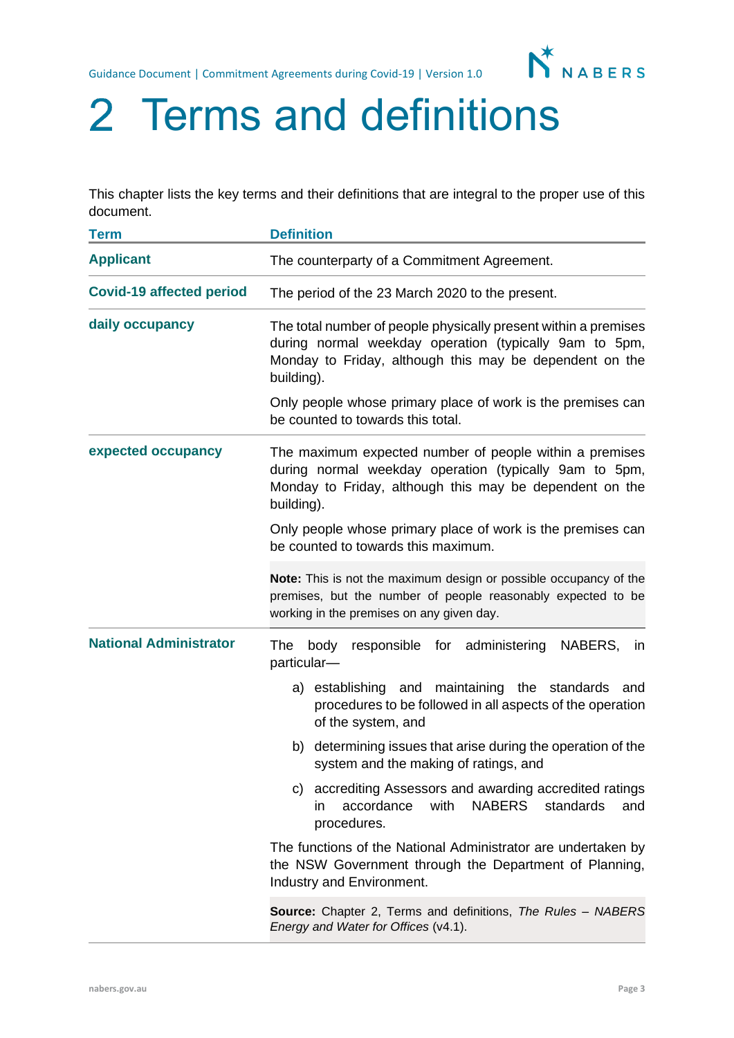# 2 Terms and definitions

This chapter lists the key terms and their definitions that are integral to the proper use of this document.

| Term | Definition |
| --- | --- |
| **Applicant** | The counterparty of a Commitment Agreement. |
| **Covid-19 affected period** | The period of the 23 March 2020 to the present. |
| **daily occupancy** | The total number of people physically present within a premises during normal weekday operation (typically 9am to 5pm, Monday to Friday, although this may be dependent on the building).<br><br>Only people whose primary place of work is the premises can be counted to towards this total. |
| **expected occupancy** | The maximum expected number of people within a premises during normal weekday operation (typically 9am to 5pm, Monday to Friday, although this may be dependent on the building).<br><br>Only people whose primary place of work is the premises can be counted to towards this maximum.<br><br>**Note:** This is not the maximum design or possible occupancy of the premises, but the number of people reasonably expected to be working in the premises on any given day. |
| **National Administrator** | The body responsible for administering NABERS, in particular—<br><br>a) establishing and maintaining the standards and procedures to be followed in all aspects of the operation of the system, and<br><br>b) determining issues that arise during the operation of the system and the making of ratings, and<br><br>c) accrediting Assessors and awarding accredited ratings in accordance with NABERS standards and procedures.<br><br>The functions of the National Administrator are undertaken by the NSW Government through the Department of Planning, Industry and Environment.<br><br>**Source:** Chapter 2, Terms and definitions, *The Rules – NABERS Energy and Water for Offices* (v4.1). |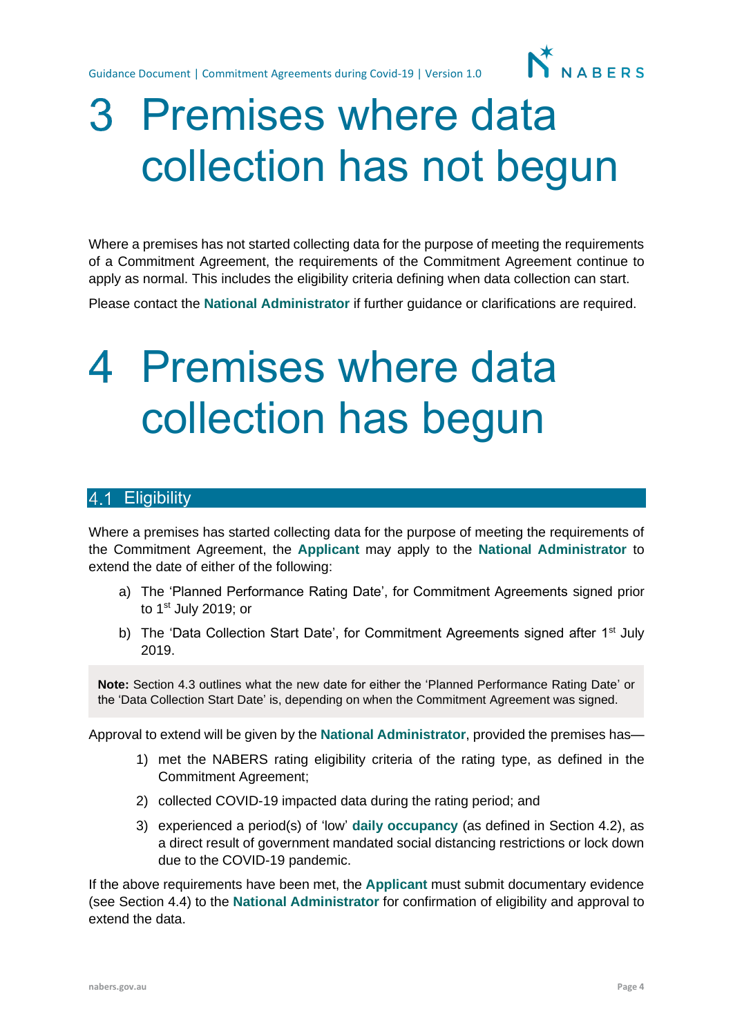# 3 Premises where data collection has not begun

Where a premises has not started collecting data for the purpose of meeting the requirements of a Commitment Agreement, the requirements of the Commitment Agreement continue to apply as normal. This includes the eligibility criteria defining when data collection can start.

Please contact the **National Administrator** if further guidance or clarifications are required.

# 4 Premises where data collection has begun

## 4.1 Eligibility

Where a premises has started collecting data for the purpose of meeting the requirements of the Commitment Agreement, the **Applicant** may apply to the **National Administrator** to extend the date of either of the following:

a) The 'Planned Performance Rating Date', for Commitment Agreements signed prior to 1st July 2019; or

b) The 'Data Collection Start Date', for Commitment Agreements signed after 1st July 2019.

> **Note:** Section 4.3 outlines what the new date for either the 'Planned Performance Rating Date' or the 'Data Collection Start Date' is, depending on when the Commitment Agreement was signed.

Approval to extend will be given by the **National Administrator**, provided the premises has—

1) met the NABERS rating eligibility criteria of the rating type, as defined in the Commitment Agreement;
2) collected COVID-19 impacted data during the rating period; and
3) experienced a period(s) of 'low' **daily occupancy** (as defined in Section 4.2), as a direct result of government mandated social distancing restrictions or lock down due to the COVID-19 pandemic.

If the above requirements have been met, the **Applicant** must submit documentary evidence (see Section 4.4) to the **National Administrator** for confirmation of eligibility and approval to extend the data.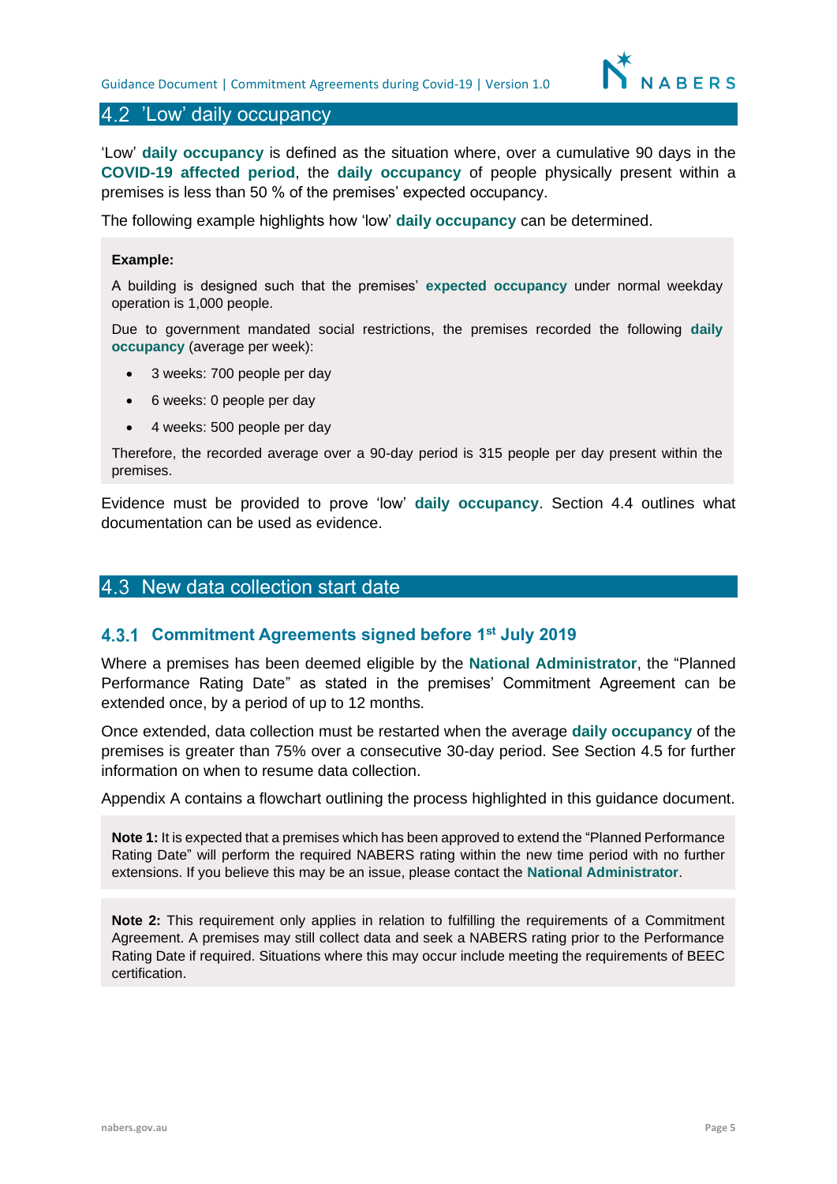## 4.2 'Low' daily occupancy

'Low' **daily occupancy** is defined as the situation where, over a cumulative 90 days in the **COVID-19 affected period**, the **daily occupancy** of people physically present within a premises is less than 50 % of the premises' expected occupancy.

The following example highlights how 'low' **daily occupancy** can be determined.

> **Example:**
>
> A building is designed such that the premises' **expected occupancy** under normal weekday operation is 1,000 people.
>
> Due to government mandated social restrictions, the premises recorded the following **daily occupancy** (average per week):
>
> - 3 weeks: 700 people per day
> - 6 weeks: 0 people per day
> - 4 weeks: 500 people per day
>
> Therefore, the recorded average over a 90-day period is 315 people per day present within the premises.

Evidence must be provided to prove 'low' **daily occupancy**. Section 4.4 outlines what documentation can be used as evidence.

## 4.3 New data collection start date

### 4.3.1 Commitment Agreements signed before 1st July 2019

Where a premises has been deemed eligible by the **National Administrator**, the "Planned Performance Rating Date" as stated in the premises' Commitment Agreement can be extended once, by a period of up to 12 months.

Once extended, data collection must be restarted when the average **daily occupancy** of the premises is greater than 75% over a consecutive 30-day period. See Section 4.5 for further information on when to resume data collection.

Appendix A contains a flowchart outlining the process highlighted in this guidance document.

> **Note 1:** It is expected that a premises which has been approved to extend the "Planned Performance Rating Date" will perform the required NABERS rating within the new time period with no further extensions. If you believe this may be an issue, please contact the **National Administrator**.

> **Note 2:** This requirement only applies in relation to fulfilling the requirements of a Commitment Agreement. A premises may still collect data and seek a NABERS rating prior to the Performance Rating Date if required. Situations where this may occur include meeting the requirements of BEEC certification.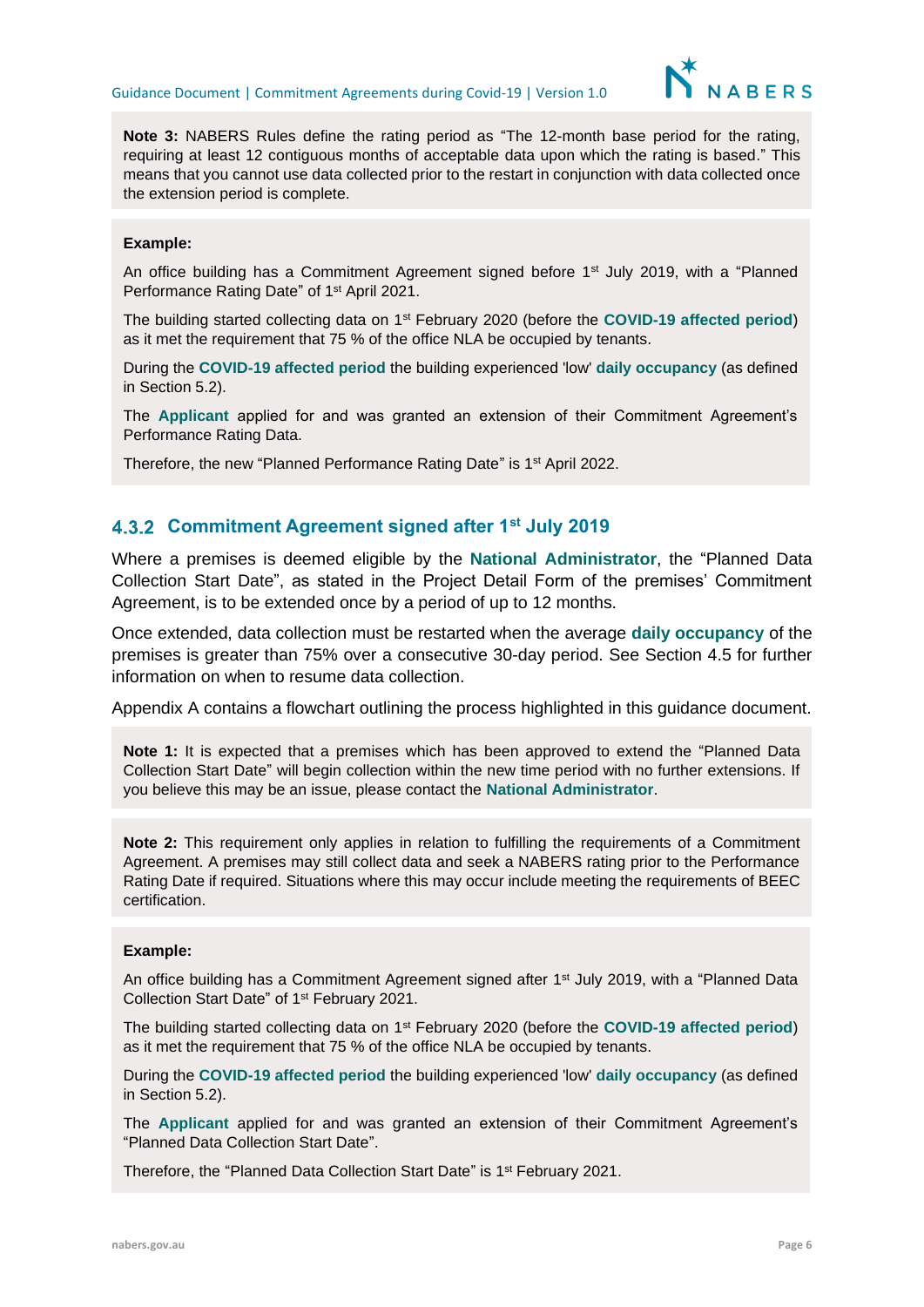**Note 3:** NABERS Rules define the rating period as "The 12-month base period for the rating, requiring at least 12 contiguous months of acceptable data upon which the rating is based." This means that you cannot use data collected prior to the restart in conjunction with data collected once the extension period is complete.

**Example:**

An office building has a Commitment Agreement signed before 1st July 2019, with a "Planned Performance Rating Date" of 1st April 2021.

The building started collecting data on 1st February 2020 (before the **COVID-19 affected period**) as it met the requirement that 75 % of the office NLA be occupied by tenants.

During the **COVID-19 affected period** the building experienced 'low' **daily occupancy** (as defined in Section 5.2).

The **Applicant** applied for and was granted an extension of their Commitment Agreement's Performance Rating Data.

Therefore, the new "Planned Performance Rating Date" is 1st April 2022.

### 4.3.2 Commitment Agreement signed after 1st July 2019

Where a premises is deemed eligible by the **National Administrator**, the "Planned Data Collection Start Date", as stated in the Project Detail Form of the premises' Commitment Agreement, is to be extended once by a period of up to 12 months.

Once extended, data collection must be restarted when the average **daily occupancy** of the premises is greater than 75% over a consecutive 30-day period. See Section 4.5 for further information on when to resume data collection.

Appendix A contains a flowchart outlining the process highlighted in this guidance document.

**Note 1:** It is expected that a premises which has been approved to extend the "Planned Data Collection Start Date" will begin collection within the new time period with no further extensions. If you believe this may be an issue, please contact the **National Administrator**.

**Note 2:** This requirement only applies in relation to fulfilling the requirements of a Commitment Agreement. A premises may still collect data and seek a NABERS rating prior to the Performance Rating Date if required. Situations where this may occur include meeting the requirements of BEEC certification.

**Example:**

An office building has a Commitment Agreement signed after 1st July 2019, with a "Planned Data Collection Start Date" of 1st February 2021.

The building started collecting data on 1st February 2020 (before the **COVID-19 affected period**) as it met the requirement that 75 % of the office NLA be occupied by tenants.

During the **COVID-19 affected period** the building experienced 'low' **daily occupancy** (as defined in Section 5.2).

The **Applicant** applied for and was granted an extension of their Commitment Agreement's "Planned Data Collection Start Date".

Therefore, the "Planned Data Collection Start Date" is 1st February 2021.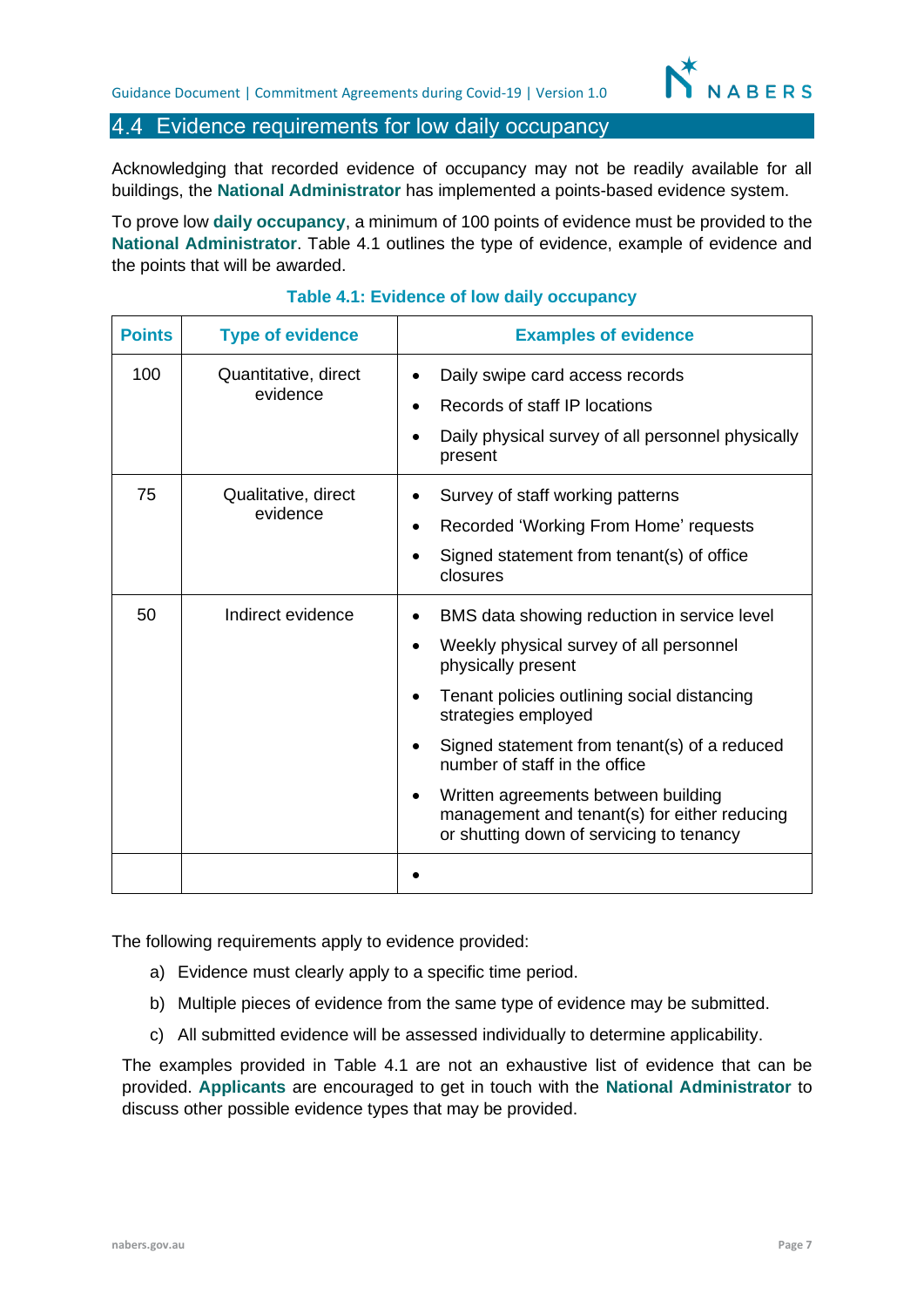## 4.4 Evidence requirements for low daily occupancy

Acknowledging that recorded evidence of occupancy may not be readily available for all buildings, the **National Administrator** has implemented a points-based evidence system.

To prove low **daily occupancy**, a minimum of 100 points of evidence must be provided to the **National Administrator**. Table 4.1 outlines the type of evidence, example of evidence and the points that will be awarded.

**Table 4.1: Evidence of low daily occupancy**

| Points | Type of evidence | Examples of evidence |
|---|---|---|
| 100 | Quantitative, direct evidence | • Daily swipe card access records<br>• Records of staff IP locations<br>• Daily physical survey of all personnel physically present |
| 75 | Qualitative, direct evidence | • Survey of staff working patterns<br>• Recorded 'Working From Home' requests<br>• Signed statement from tenant(s) of office closures |
| 50 | Indirect evidence | • BMS data showing reduction in service level<br>• Weekly physical survey of all personnel physically present<br>• Tenant policies outlining social distancing strategies employed<br>• Signed statement from tenant(s) of a reduced number of staff in the office<br>• Written agreements between building management and tenant(s) for either reducing or shutting down of servicing to tenancy |
| | | • |

The following requirements apply to evidence provided:

a) Evidence must clearly apply to a specific time period.

b) Multiple pieces of evidence from the same type of evidence may be submitted.

c) All submitted evidence will be assessed individually to determine applicability.

The examples provided in Table 4.1 are not an exhaustive list of evidence that can be provided. **Applicants** are encouraged to get in touch with the **National Administrator** to discuss other possible evidence types that may be provided.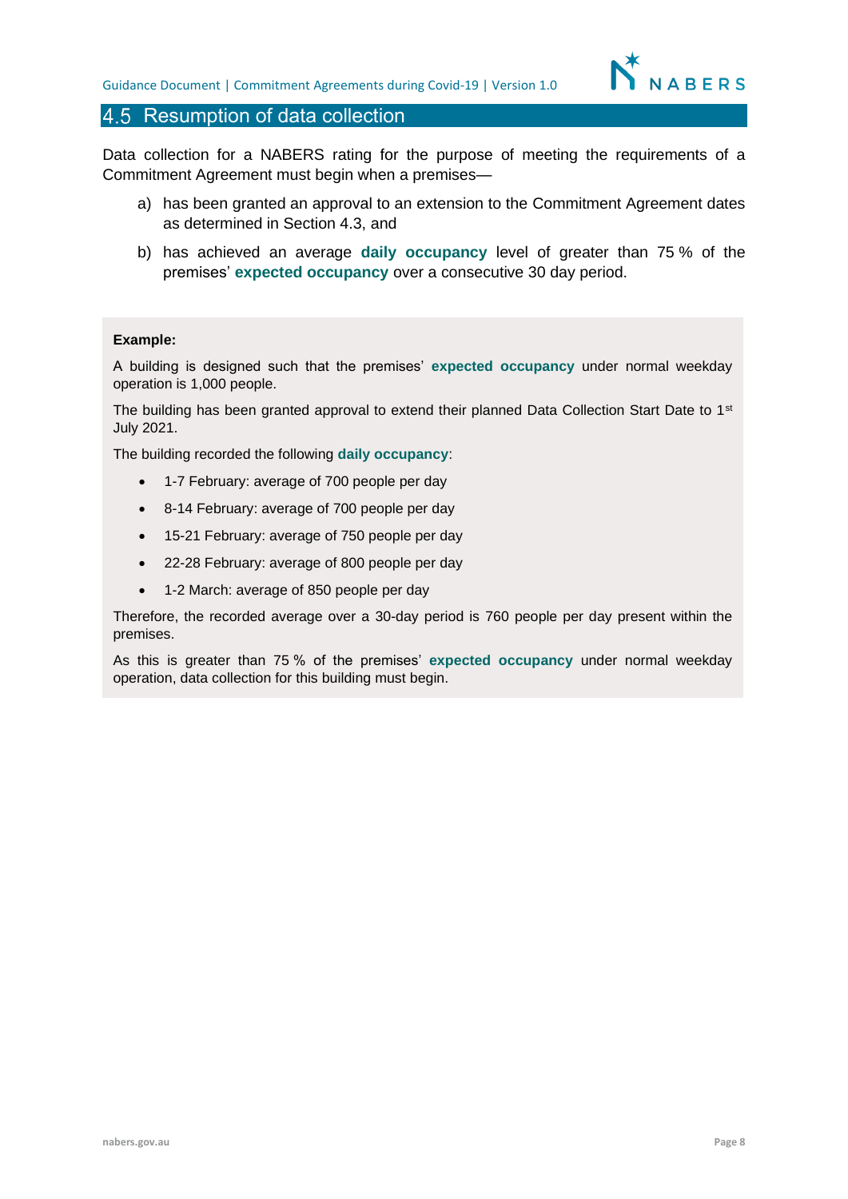## 4.5 Resumption of data collection

Data collection for a NABERS rating for the purpose of meeting the requirements of a Commitment Agreement must begin when a premises—

a) has been granted an approval to an extension to the Commitment Agreement dates as determined in Section 4.3, and

b) has achieved an average **daily occupancy** level of greater than 75 % of the premises' **expected occupancy** over a consecutive 30 day period.

**Example:**

A building is designed such that the premises' **expected occupancy** under normal weekday operation is 1,000 people.

The building has been granted approval to extend their planned Data Collection Start Date to 1st July 2021.

The building recorded the following **daily occupancy**:

- 1-7 February: average of 700 people per day
- 8-14 February: average of 700 people per day
- 15-21 February: average of 750 people per day
- 22-28 February: average of 800 people per day
- 1-2 March: average of 850 people per day

Therefore, the recorded average over a 30-day period is 760 people per day present within the premises.

As this is greater than 75 % of the premises' **expected occupancy** under normal weekday operation, data collection for this building must begin.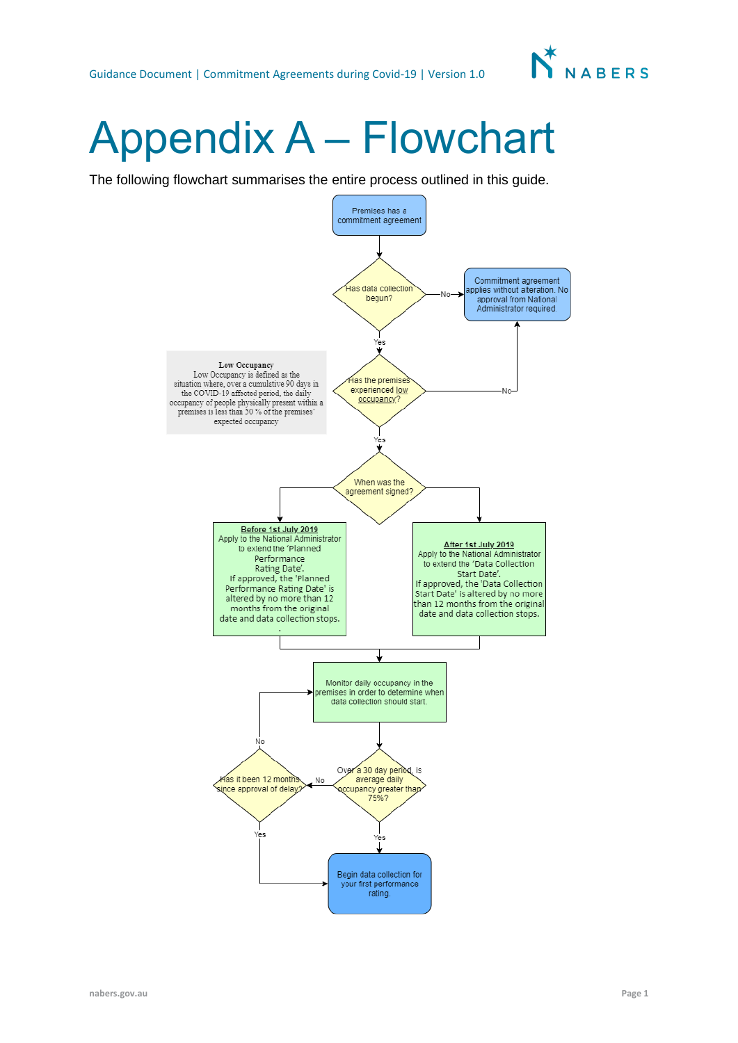# Appendix A – Flowchart

The following flowchart summarises the entire process outlined in this guide.

Premises has a commitment agreement

Has data collection begun?

No → Commitment agreement applies without alteration. No approval from National Administrator required.

Yes

**Low Occupancy**
Low Occupancy is defined as the situation where, over a cumulative 90 days in the COVID-19 affected period, the daily occupancy of people physically present within a premises is less than 50 % of the premises' expected occupancy

Has the premises experienced low occupancy?

No → Commitment agreement applies without alteration. No approval from National Administrator required.

Yes

When was the agreement signed?

**Before 1st July 2019**
Apply to the National Administrator to extend the 'Planned Performance Rating Date'.
If approved, the 'Planned Performance Rating Date' is altered by no more than 12 months from the original date and data collection stops.

**After 1st July 2019**
Apply to the National Administrator to extend the 'Data Collection Start Date'.
If approved, the 'Data Collection Start Date' is altered by no more than 12 months from the original date and data collection stops.

Monitor daily occupancy in the premises in order to determine when data collection should start.

Over a 30 day period, is average daily occupancy greater than 75%?

No → Has it been 12 months since approval of delay?

- No → Monitor daily occupancy in the premises in order to determine when data collection should start.
- Yes → Begin data collection for your first performance rating.

Yes → Begin data collection for your first performance rating.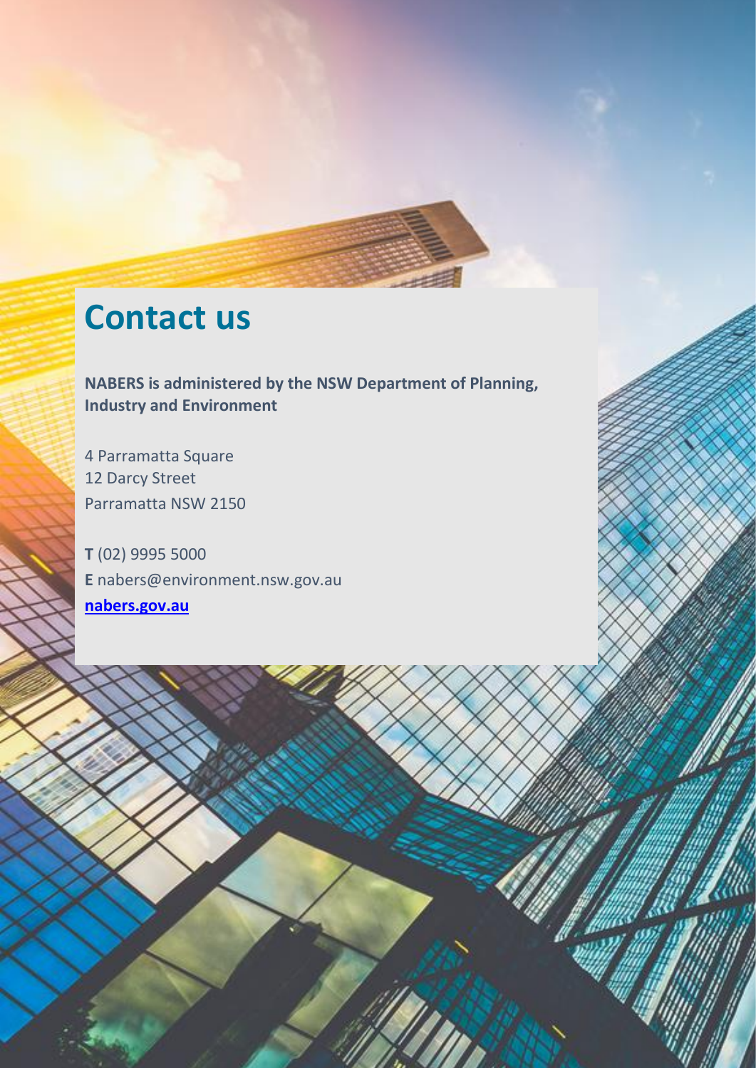# Contact us

**NABERS is administered by the NSW Department of Planning, Industry and Environment**

4 Parramatta Square
12 Darcy Street
Parramatta NSW 2150

**T** (02) 9995 5000
**E** nabers@environment.nsw.gov.au
**nabers.gov.au**